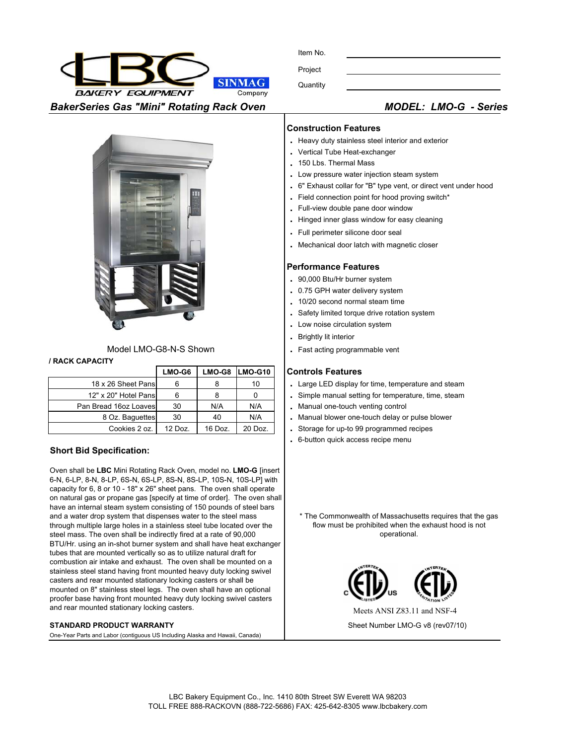LBC BAKERY EQUIPMENT SINMAG Company

Item No. ______________________

Project ______________________

Quantity ______________________

## *BakerSeries Gas "Mini" Rotating Rack Oven*

## *MODEL: LMO-G - Series*

Model LMO-G8-N-S Shown

**/ RACK CAPACITY**

| | LMO-G6 | LMO-G8 | LMO-G10 |
|---|---|---|---|
| 18 x 26 Sheet Pans | 6 | 8 | 10 |
| 12" x 20" Hotel Pans | 6 | 8 | 0 |
| Pan Bread 16oz Loaves | 30 | N/A | N/A |
| 8 Oz. Baguettes | 30 | 40 | N/A |
| Cookies 2 oz. | 12 Doz. | 16 Doz. | 20 Doz. |

### Short Bid Specification:

Oven shall be **LBC** Mini Rotating Rack Oven, model no. **LMO-G** [insert 6-N, 6-LP, 8-N, 8-LP, 6S-N, 6S-LP, 8S-N, 8S-LP, 10S-N, 10S-LP] with capacity for 6, 8 or 10 - 18" x 26" sheet pans. The oven shall operate on natural gas or propane gas [specify at time of order]. The oven shall have an internal steam system consisting of 150 pounds of steel bars and a water drop system that dispenses water to the steel mass through multiple large holes in a stainless steel tube located over the steel mass. The oven shall be indirectly fired at a rate of 90,000 BTU/Hr. using an in-shot burner system and shall have heat exchanger tubes that are mounted vertically so as to utilize natural draft for combustion air intake and exhaust. The oven shall be mounted on a stainless steel stand having front mounted heavy duty locking swivel casters and rear mounted stationary locking casters or shall be mounted on 8" stainless steel legs. The oven shall have an optional proofer base having front mounted heavy duty locking swivel casters and rear mounted stationary locking casters.

**STANDARD PRODUCT WARRANTY**

One-Year Parts and Labor (contiguous US Including Alaska and Hawaii, Canada)

### Construction Features

- Heavy duty stainless steel interior and exterior
- Vertical Tube Heat-exchanger
- 150 Lbs. Thermal Mass
- Low pressure water injection steam system
- 6" Exhaust collar for "B" type vent, or direct vent under hood
- Field connection point for hood proving switch*
- Full-view double pane door window
- Hinged inner glass window for easy cleaning
- Full perimeter silicone door seal
- Mechanical door latch with magnetic closer

### Performance Features

- 90,000 Btu/Hr burner system
- 0.75 GPH water delivery system
- 10/20 second normal steam time
- Safety limited torque drive rotation system
- Low noise circulation system
- Brightly lit interior
- Fast acting programmable vent

### Controls Features

- Large LED display for time, temperature and steam
- Simple manual setting for temperature, time, steam
- Manual one-touch venting control
- Manual blower one-touch delay or pulse blower
- Storage for up-to 99 programmed recipes
- 6-button quick access recipe menu

\* The Commonwealth of Massachusetts requires that the gas flow must be prohibited when the exhaust hood is not operational.

Meets ANSI Z83.11 and NSF-4

Sheet Number LMO-G v8 (rev07/10)

LBC Bakery Equipment Co., Inc. 1410 80th Street SW Everett WA 98203
TOLL FREE 888-RACKOVN (888-722-5686) FAX: 425-642-8305 www.lbcbakery.com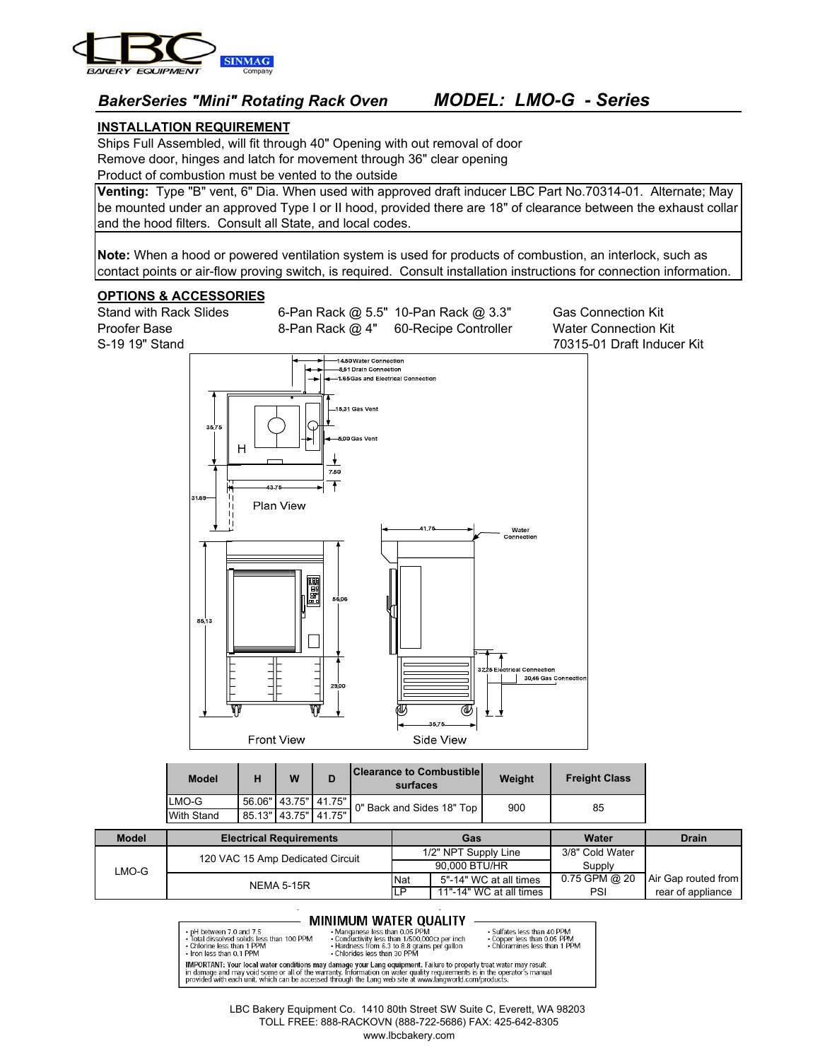**LBC BAKERY EQUIPMENT** SINMAG Company

## *BakerSeries "Mini" Rotating Rack Oven* *MODEL: LMO-G - Series*

### INSTALLATION REQUIREMENT

Ships Full Assembled, will fit through 40" Opening with out removal of door
Remove door, hinges and latch for movement through 36" clear opening
Product of combustion must be vented to the outside

**Venting:** Type "B" vent, 6" Dia. When used with approved draft inducer LBC Part No.70314-01. Alternate; May be mounted under an approved Type I or II hood, provided there are 18" of clearance between the exhaust collar and the hood filters. Consult all State, and local codes.

**Note:** When a hood or powered ventilation system is used for products of combustion, an interlock, such as contact points or air-flow proving switch, is required. Consult installation instructions for connection information.

### OPTIONS & ACCESSORIES

| | | | |
|---|---|---|---|
| Stand with Rack Slides | 6-Pan Rack @ 5.5" | 10-Pan Rack @ 3.3" | Gas Connection Kit |
| Proofer Base | 8-Pan Rack @ 4" | 60-Recipe Controller | Water Connection Kit |
| S-19 19" Stand | | | 70315-01 Draft Inducer Kit |

14.50 Water Connection
8.51 Drain Connection
1.65 Gas and Electrical Connection
15.31 Gas Vent
8.00 Gas Vent
35.75
7.50
43.75
31.69
H
Plan View

41.75
Water Connection
56.06
85.13
29.00
32.25 Electrical Connection
30.46 Gas Connection
35.75
Front View
Side View

| Model | H | W | D | Clearance to Combustible surfaces | Weight | Freight Class |
|---|---|---|---|---|---|---|
| LMO-G | 56.06" | 43.75" | 41.75" | 0" Back and Sides 18" Top | 900 | 85 |
| With Stand | 85.13" | 43.75" | 41.75" | | | |

| Model | Electrical Requirements | Gas | | Water | Drain |
|---|---|---|---|---|---|
| LMO-G | 120 VAC 15 Amp Dedicated Circuit | 1/2" NPT Supply Line | | 3/8" Cold Water Supply | Air Gap routed from rear of appliance |
| | | 90,000 BTU/HR | | | |
| | NEMA 5-15R | Nat | 5"-14" WC at all times | 0.75 GPM @ 20 PSI | |
| | | LP | 11"-14" WC at all times | | |

### MINIMUM WATER QUALITY

- pH between 7.0 and 7.5
- Total dissolved solids less than 100 PPM
- Chlorine less than 1 PPM
- Iron less than 0.1 PPM
- Manganese less than 0.05 PPM
- Conductivity less than 1/500,000Ω per inch
- Hardness from 6.3 to 8.8 grains per gallon
- Chlorides less than 30 PPM
- Sulfates less than 40 PPM
- Copper less than 0.05 PPM
- Chloramines less than 1 PPM

IMPORTANT: Your local water conditions may damage your Lang equipment. Failure to properly treat water may result in damage and may void some or all of the warranty. Information on water quality requirements is in the operator's manual provided with each unit, which can be accessed through the Lang web site at www.langworld.com/products.

LBC Bakery Equipment Co. 1410 80th Street SW Suite C, Everett, WA 98203
TOLL FREE: 888-RACKOVN (888-722-5686) FAX: 425-642-8305
www.lbcbakery.com